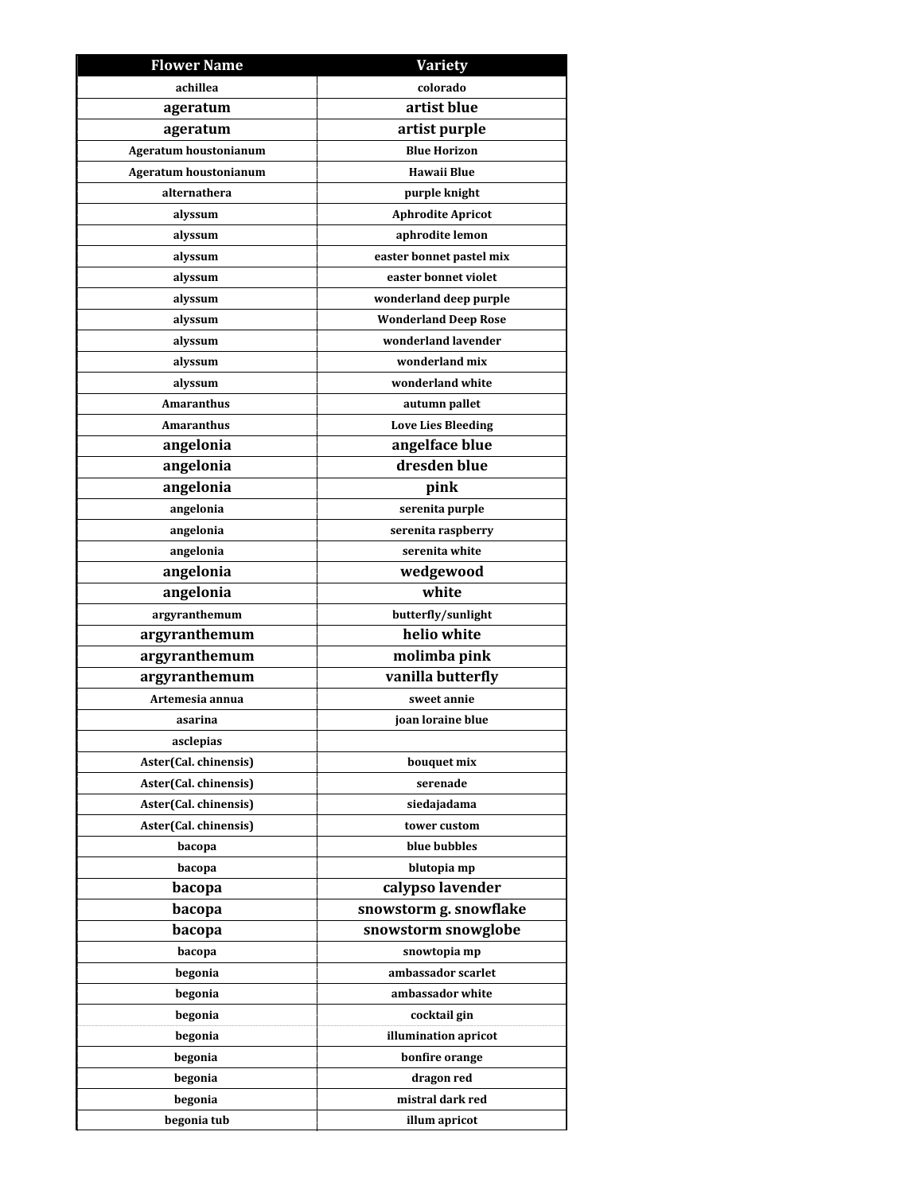| Flower Name | Variety |
| --- | --- |
| achillea | colorado |
| ageratum | artist blue |
| ageratum | artist purple |
| Ageratum houstonianum | Blue Horizon |
| Ageratum houstonianum | Hawaii Blue |
| alternathera | purple knight |
| alyssum | Aphrodite Apricot |
| alyssum | aphrodite lemon |
| alyssum | easter bonnet pastel mix |
| alyssum | easter bonnet violet |
| alyssum | wonderland deep purple |
| alyssum | Wonderland Deep Rose |
| alyssum | wonderland lavender |
| alyssum | wonderland mix |
| alyssum | wonderland white |
| Amaranthus | autumn pallet |
| Amaranthus | Love Lies Bleeding |
| angelonia | angelface blue |
| angelonia | dresden blue |
| angelonia | pink |
| angelonia | serenita purple |
| angelonia | serenita raspberry |
| angelonia | serenita white |
| angelonia | wedgewood |
| angelonia | white |
| argyranthemum | butterfly/sunlight |
| argyranthemum | helio white |
| argyranthemum | molimba pink |
| argyranthemum | vanilla butterfly |
| Artemesia annua | sweet annie |
| asarina | joan loraine blue |
| asclepias | |
| Aster(Cal. chinensis) | bouquet mix |
| Aster(Cal. chinensis) | serenade |
| Aster(Cal. chinensis) | siedajadama |
| Aster(Cal. chinensis) | tower custom |
| bacopa | blue bubbles |
| bacopa | blutopia mp |
| bacopa | calypso lavender |
| bacopa | snowstorm g. snowflake |
| bacopa | snowstorm snowglobe |
| bacopa | snowtopia mp |
| begonia | ambassador scarlet |
| begonia | ambassador white |
| begonia | cocktail gin |
| begonia | illumination apricot |
| begonia | bonfire orange |
| begonia | dragon red |
| begonia | mistral dark red |
| begonia tub | illum apricot |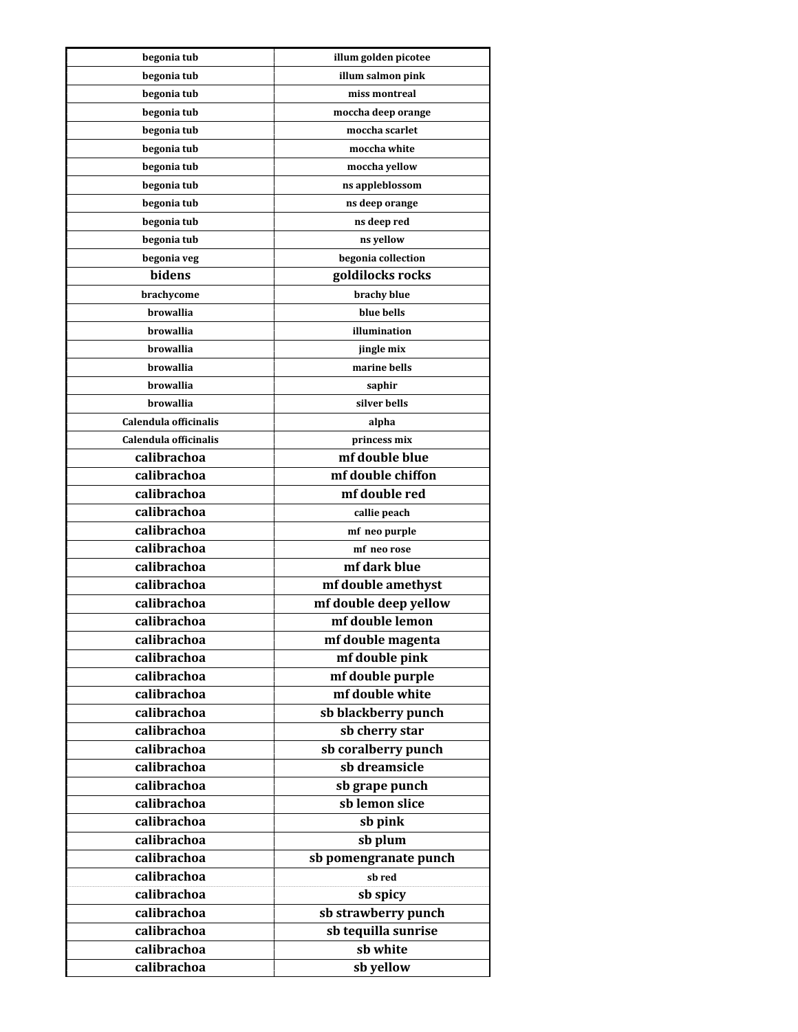| begonia tub | illum golden picotee |
|---|---|
| begonia tub | illum salmon pink |
| begonia tub | miss montreal |
| begonia tub | moccha deep orange |
| begonia tub | moccha scarlet |
| begonia tub | moccha white |
| begonia tub | moccha yellow |
| begonia tub | ns appleblossom |
| begonia tub | ns deep orange |
| begonia tub | ns deep red |
| begonia tub | ns yellow |
| begonia veg | begonia collection |
| bidens | goldilocks rocks |
| brachycome | brachy blue |
| browallia | blue bells |
| browallia | illumination |
| browallia | jingle mix |
| browallia | marine bells |
| browallia | saphir |
| browallia | silver bells |
| Calendula officinalis | alpha |
| Calendula officinalis | princess mix |
| calibrachoa | mf double blue |
| calibrachoa | mf double chiffon |
| calibrachoa | mf double red |
| calibrachoa | callie peach |
| calibrachoa | mf neo purple |
| calibrachoa | mf neo rose |
| calibrachoa | mf dark blue |
| calibrachoa | mf double amethyst |
| calibrachoa | mf double deep yellow |
| calibrachoa | mf double lemon |
| calibrachoa | mf double magenta |
| calibrachoa | mf double pink |
| calibrachoa | mf double purple |
| calibrachoa | mf double white |
| calibrachoa | sb blackberry punch |
| calibrachoa | sb cherry star |
| calibrachoa | sb coralberry punch |
| calibrachoa | sb dreamsicle |
| calibrachoa | sb grape punch |
| calibrachoa | sb lemon slice |
| calibrachoa | sb pink |
| calibrachoa | sb plum |
| calibrachoa | sb pomengranate punch |
| calibrachoa | sb red |
| calibrachoa | sb spicy |
| calibrachoa | sb strawberry punch |
| calibrachoa | sb tequilla sunrise |
| calibrachoa | sb white |
| calibrachoa | sb yellow |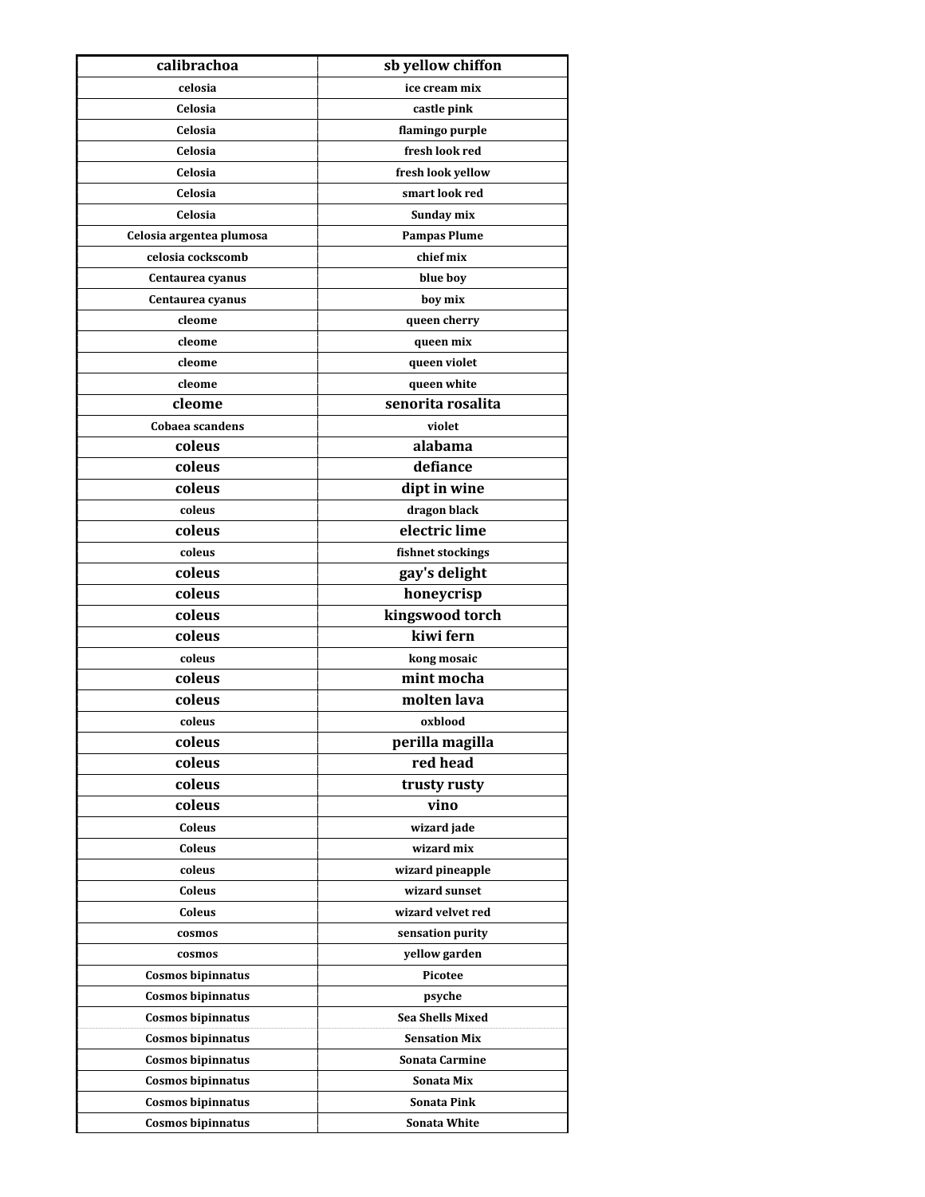| calibrachoa | sb yellow chiffon |
| --- | --- |
| celosia | ice cream mix |
| Celosia | castle pink |
| Celosia | flamingo purple |
| Celosia | fresh look red |
| Celosia | fresh look yellow |
| Celosia | smart look red |
| Celosia | Sunday mix |
| Celosia argentea plumosa | Pampas Plume |
| celosia cockscomb | chief mix |
| Centaurea cyanus | blue boy |
| Centaurea cyanus | boy mix |
| cleome | queen cherry |
| cleome | queen mix |
| cleome | queen violet |
| cleome | queen white |
| cleome | senorita rosalita |
| Cobaea scandens | violet |
| coleus | alabama |
| coleus | defiance |
| coleus | dipt in wine |
| coleus | dragon black |
| coleus | electric lime |
| coleus | fishnet stockings |
| coleus | gay's delight |
| coleus | honeycrisp |
| coleus | kingswood torch |
| coleus | kiwi fern |
| coleus | kong mosaic |
| coleus | mint mocha |
| coleus | molten lava |
| coleus | oxblood |
| coleus | perilla magilla |
| coleus | red head |
| coleus | trusty rusty |
| coleus | vino |
| Coleus | wizard jade |
| Coleus | wizard mix |
| coleus | wizard pineapple |
| Coleus | wizard sunset |
| Coleus | wizard velvet red |
| cosmos | sensation purity |
| cosmos | yellow garden |
| Cosmos bipinnatus | Picotee |
| Cosmos bipinnatus | psyche |
| Cosmos bipinnatus | Sea Shells Mixed |
| Cosmos bipinnatus | Sensation Mix |
| Cosmos bipinnatus | Sonata Carmine |
| Cosmos bipinnatus | Sonata Mix |
| Cosmos bipinnatus | Sonata Pink |
| Cosmos bipinnatus | Sonata White |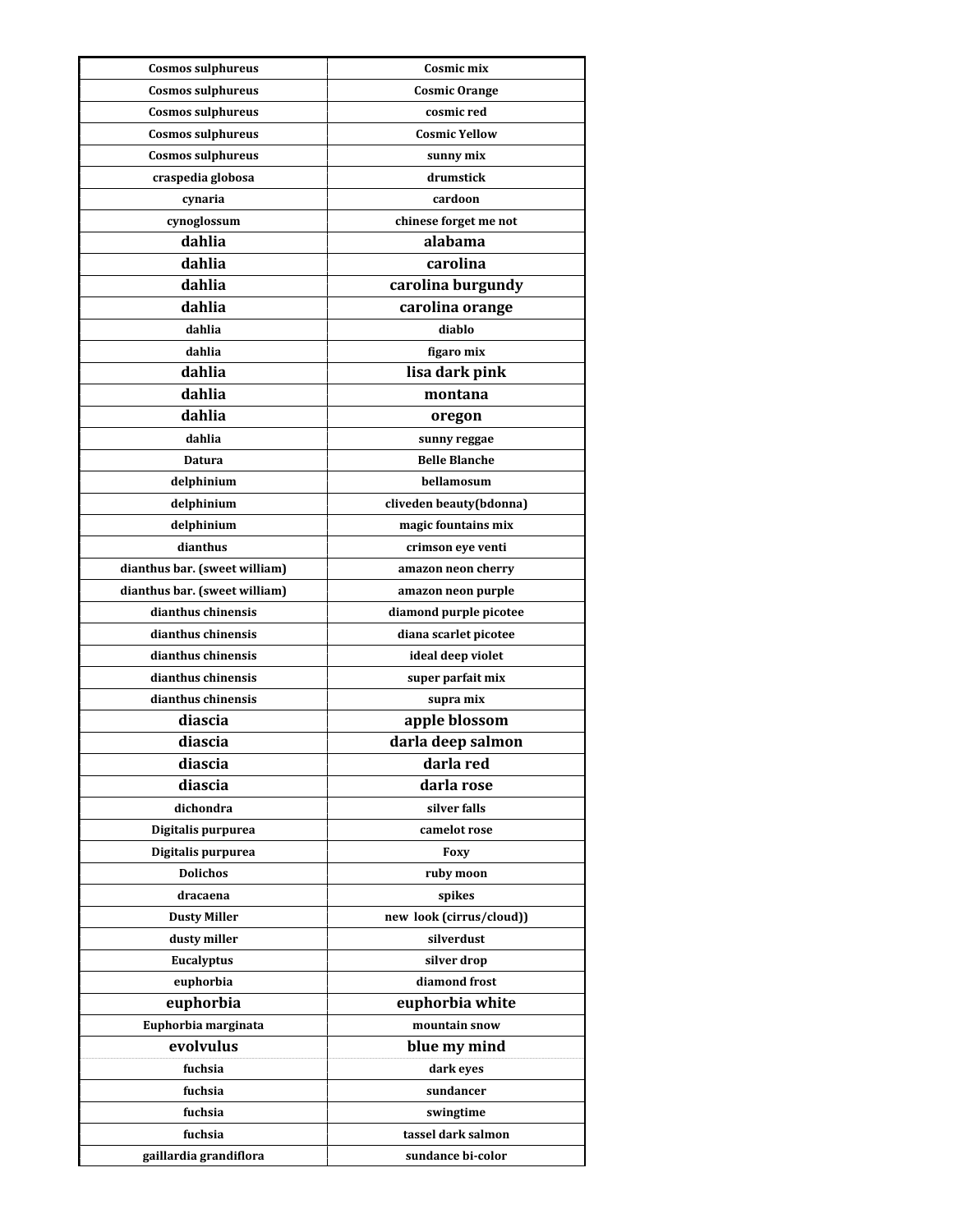| Cosmos sulphureus | Cosmic mix |
|---|---|
| Cosmos sulphureus | Cosmic Orange |
| Cosmos sulphureus | cosmic red |
| Cosmos sulphureus | Cosmic Yellow |
| Cosmos sulphureus | sunny mix |
| craspedia globosa | drumstick |
| cynaria | cardoon |
| cynoglossum | chinese forget me not |
| dahlia | alabama |
| dahlia | carolina |
| dahlia | carolina burgundy |
| dahlia | carolina orange |
| dahlia | diablo |
| dahlia | figaro mix |
| dahlia | lisa dark pink |
| dahlia | montana |
| dahlia | oregon |
| dahlia | sunny reggae |
| Datura | Belle Blanche |
| delphinium | bellamosum |
| delphinium | cliveden beauty(bdonna) |
| delphinium | magic fountains mix |
| dianthus | crimson eye venti |
| dianthus bar. (sweet william) | amazon neon cherry |
| dianthus bar. (sweet william) | amazon neon purple |
| dianthus chinensis | diamond purple picotee |
| dianthus chinensis | diana scarlet picotee |
| dianthus chinensis | ideal deep violet |
| dianthus chinensis | super parfait mix |
| dianthus chinensis | supra mix |
| diascia | apple blossom |
| diascia | darla deep salmon |
| diascia | darla red |
| diascia | darla rose |
| dichondra | silver falls |
| Digitalis purpurea | camelot rose |
| Digitalis purpurea | Foxy |
| Dolichos | ruby moon |
| dracaena | spikes |
| Dusty Miller | new look (cirrus/cloud)) |
| dusty miller | silverdust |
| Eucalyptus | silver drop |
| euphorbia | diamond frost |
| euphorbia | euphorbia white |
| Euphorbia marginata | mountain snow |
| evolvulus | blue my mind |
| fuchsia | dark eyes |
| fuchsia | sundancer |
| fuchsia | swingtime |
| fuchsia | tassel dark salmon |
| gaillardia grandiflora | sundance bi-color |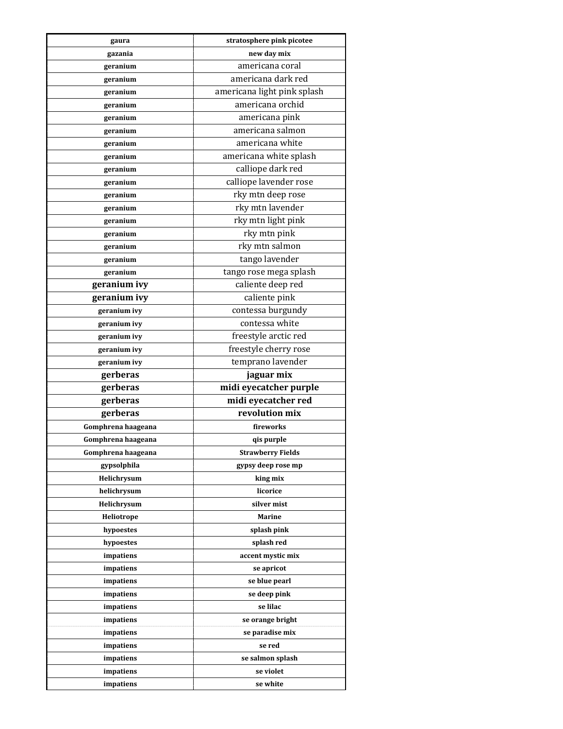| gaura | stratosphere pink picotee |
| --- | --- |
| gazania | new day mix |
| geranium | americana coral |
| geranium | americana dark red |
| geranium | americana light pink splash |
| geranium | americana orchid |
| geranium | americana pink |
| geranium | americana salmon |
| geranium | americana white |
| geranium | americana white splash |
| geranium | calliope dark red |
| geranium | calliope lavender rose |
| geranium | rky mtn deep rose |
| geranium | rky mtn lavender |
| geranium | rky mtn light pink |
| geranium | rky mtn pink |
| geranium | rky mtn salmon |
| geranium | tango lavender |
| geranium | tango rose mega splash |
| geranium ivy | caliente deep red |
| geranium ivy | caliente pink |
| geranium ivy | contessa burgundy |
| geranium ivy | contessa white |
| geranium ivy | freestyle arctic red |
| geranium ivy | freestyle cherry rose |
| geranium ivy | temprano lavender |
| gerberas | jaguar mix |
| gerberas | midi eyecatcher purple |
| gerberas | midi eyecatcher red |
| gerberas | revolution mix |
| Gomphrena haageana | fireworks |
| Gomphrena haageana | qis purple |
| Gomphrena haageana | Strawberry Fields |
| gypsolphila | gypsy deep rose mp |
| Helichrysum | king mix |
| helichrysum | licorice |
| Helichrysum | silver mist |
| Heliotrope | Marine |
| hypoestes | splash pink |
| hypoestes | splash red |
| impatiens | accent mystic mix |
| impatiens | se apricot |
| impatiens | se blue pearl |
| impatiens | se deep pink |
| impatiens | se lilac |
| impatiens | se orange bright |
| impatiens | se paradise mix |
| impatiens | se red |
| impatiens | se salmon splash |
| impatiens | se violet |
| impatiens | se white |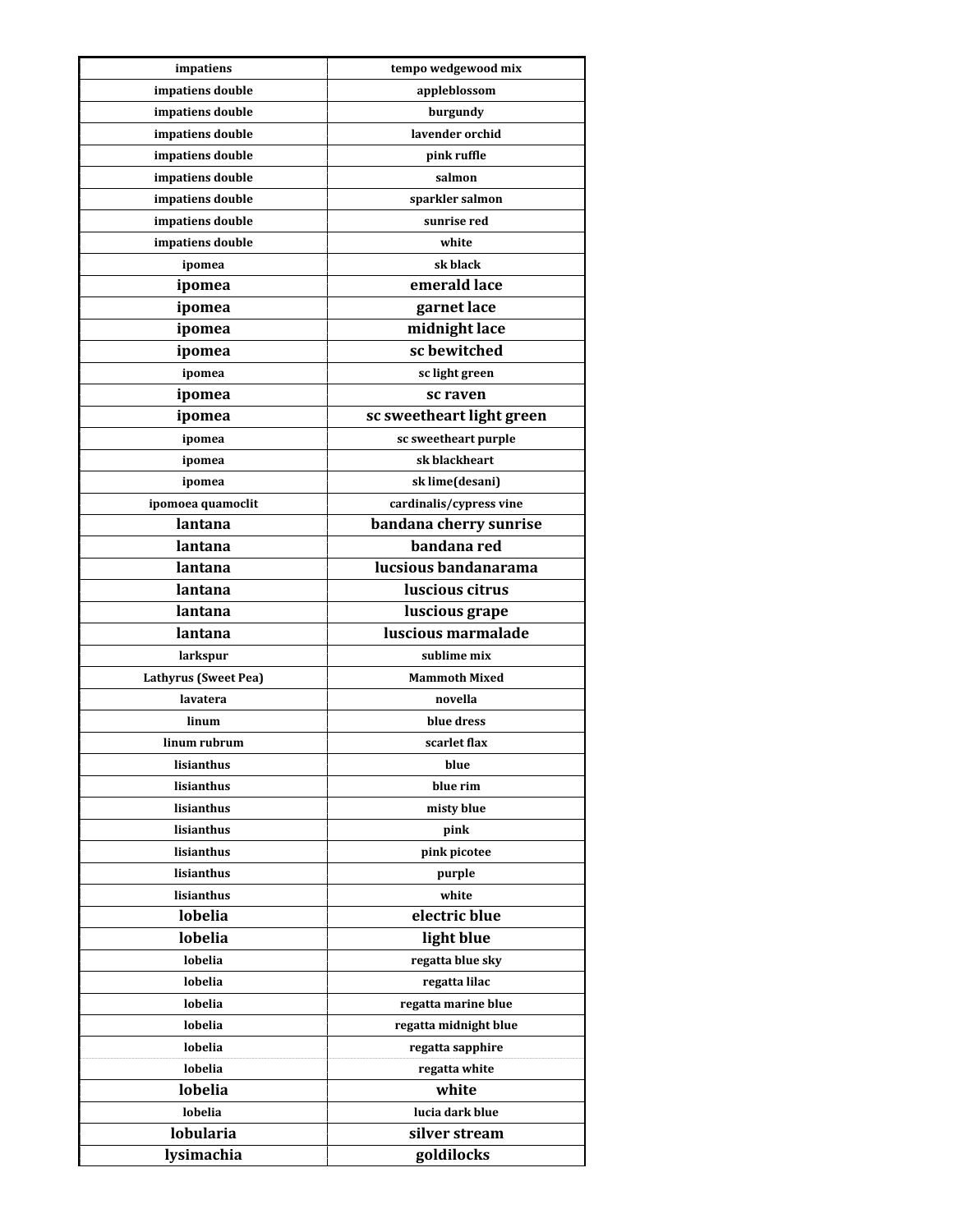| impatiens | tempo wedgewood mix |
| --- | --- |
| impatiens double | appleblossom |
| impatiens double | burgundy |
| impatiens double | lavender orchid |
| impatiens double | pink ruffle |
| impatiens double | salmon |
| impatiens double | sparkler salmon |
| impatiens double | sunrise red |
| impatiens double | white |
| ipomea | sk black |
| ipomea | emerald lace |
| ipomea | garnet lace |
| ipomea | midnight lace |
| ipomea | sc bewitched |
| ipomea | sc light green |
| ipomea | sc raven |
| ipomea | sc sweetheart light green |
| ipomea | sc sweetheart purple |
| ipomea | sk blackheart |
| ipomea | sk lime(desani) |
| ipomoea quamoclit | cardinalis/cypress vine |
| lantana | bandana cherry sunrise |
| lantana | bandana red |
| lantana | lucsious bandanarama |
| lantana | luscious citrus |
| lantana | luscious grape |
| lantana | luscious marmalade |
| larkspur | sublime mix |
| Lathyrus (Sweet Pea) | Mammoth Mixed |
| lavatera | novella |
| linum | blue dress |
| linum rubrum | scarlet flax |
| lisianthus | blue |
| lisianthus | blue rim |
| lisianthus | misty blue |
| lisianthus | pink |
| lisianthus | pink picotee |
| lisianthus | purple |
| lisianthus | white |
| lobelia | electric blue |
| lobelia | light blue |
| lobelia | regatta blue sky |
| lobelia | regatta lilac |
| lobelia | regatta marine blue |
| lobelia | regatta midnight blue |
| lobelia | regatta sapphire |
| lobelia | regatta white |
| lobelia | white |
| lobelia | lucia dark blue |
| lobularia | silver stream |
| lysimachia | goldilocks |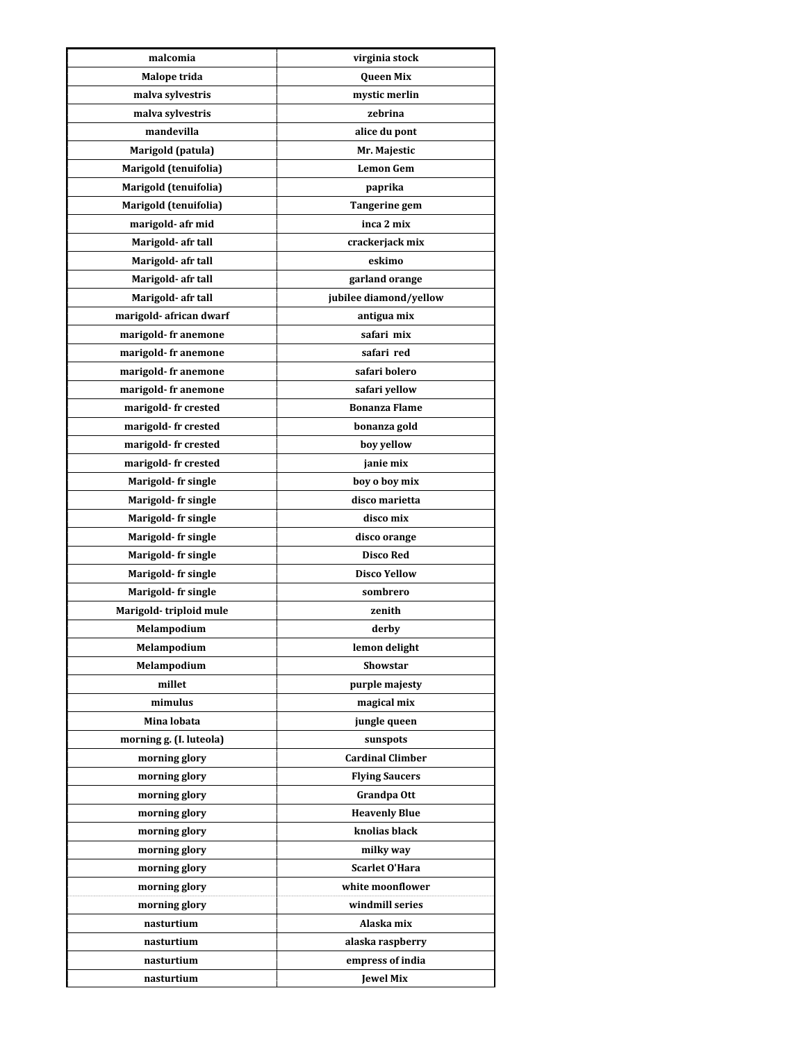| malcomia | virginia stock |
| --- | --- |
| Malope trida | Queen Mix |
| malva sylvestris | mystic merlin |
| malva sylvestris | zebrina |
| mandevilla | alice du pont |
| Marigold (patula) | Mr. Majestic |
| Marigold (tenuifolia) | Lemon Gem |
| Marigold (tenuifolia) | paprika |
| Marigold (tenuifolia) | Tangerine gem |
| marigold- afr mid | inca 2 mix |
| Marigold- afr tall | crackerjack mix |
| Marigold- afr tall | eskimo |
| Marigold- afr tall | garland orange |
| Marigold- afr tall | jubilee diamond/yellow |
| marigold- african dwarf | antigua mix |
| marigold- fr anemone | safari mix |
| marigold- fr anemone | safari red |
| marigold- fr anemone | safari bolero |
| marigold- fr anemone | safari yellow |
| marigold- fr crested | Bonanza Flame |
| marigold- fr crested | bonanza gold |
| marigold- fr crested | boy yellow |
| marigold- fr crested | janie mix |
| Marigold- fr single | boy o boy mix |
| Marigold- fr single | disco marietta |
| Marigold- fr single | disco mix |
| Marigold- fr single | disco orange |
| Marigold- fr single | Disco Red |
| Marigold- fr single | Disco Yellow |
| Marigold- fr single | sombrero |
| Marigold- triploid mule | zenith |
| Melampodium | derby |
| Melampodium | lemon delight |
| Melampodium | Showstar |
| millet | purple majesty |
| mimulus | magical mix |
| Mina lobata | jungle queen |
| morning g. (I. luteola) | sunspots |
| morning glory | Cardinal Climber |
| morning glory | Flying Saucers |
| morning glory | Grandpa Ott |
| morning glory | Heavenly Blue |
| morning glory | knolias black |
| morning glory | milky way |
| morning glory | Scarlet O'Hara |
| morning glory | white moonflower |
| morning glory | windmill series |
| nasturtium | Alaska mix |
| nasturtium | alaska raspberry |
| nasturtium | empress of india |
| nasturtium | Jewel Mix |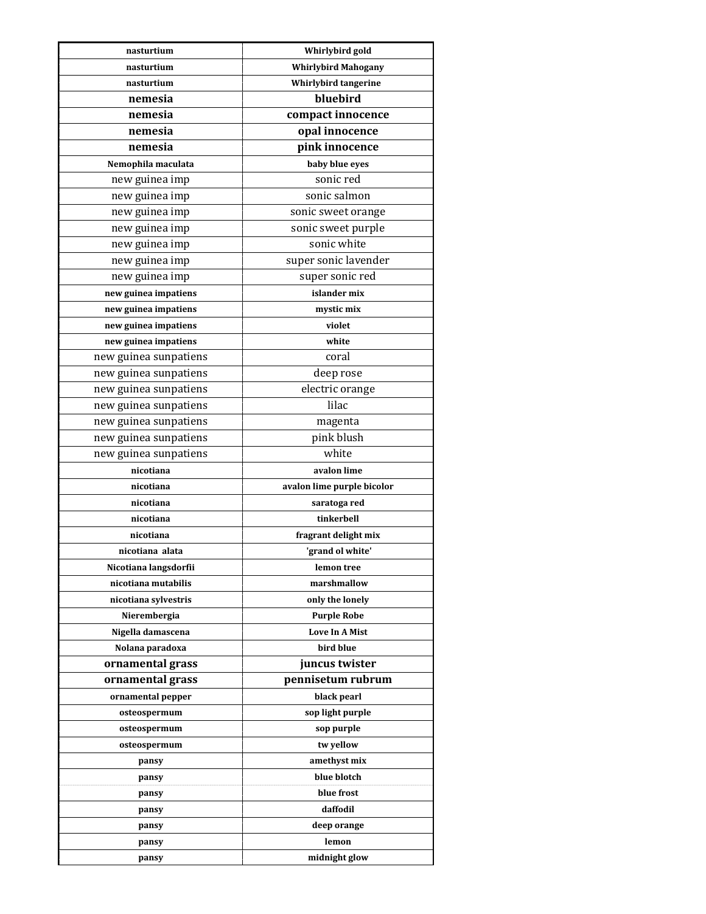| nasturtium | Whirlybird gold |
|---|---|
| nasturtium | Whirlybird Mahogany |
| nasturtium | Whirlybird tangerine |
| nemesia | bluebird |
| nemesia | compact innocence |
| nemesia | opal innocence |
| nemesia | pink innocence |
| Nemophila maculata | baby blue eyes |
| new guinea imp | sonic red |
| new guinea imp | sonic salmon |
| new guinea imp | sonic sweet orange |
| new guinea imp | sonic sweet purple |
| new guinea imp | sonic white |
| new guinea imp | super sonic lavender |
| new guinea imp | super sonic red |
| new guinea impatiens | islander mix |
| new guinea impatiens | mystic mix |
| new guinea impatiens | violet |
| new guinea impatiens | white |
| new guinea sunpatiens | coral |
| new guinea sunpatiens | deep rose |
| new guinea sunpatiens | electric orange |
| new guinea sunpatiens | lilac |
| new guinea sunpatiens | magenta |
| new guinea sunpatiens | pink blush |
| new guinea sunpatiens | white |
| nicotiana | avalon lime |
| nicotiana | avalon lime purple bicolor |
| nicotiana | saratoga red |
| nicotiana | tinkerbell |
| nicotiana | fragrant delight mix |
| nicotiana alata | 'grand ol white' |
| Nicotiana langsdorfii | lemon tree |
| nicotiana mutabilis | marshmallow |
| nicotiana sylvestris | only the lonely |
| Nierembergia | Purple Robe |
| Nigella damascena | Love In A Mist |
| Nolana paradoxa | bird blue |
| ornamental grass | juncus twister |
| ornamental grass | pennisetum rubrum |
| ornamental pepper | black pearl |
| osteospermum | sop light purple |
| osteospermum | sop purple |
| osteospermum | tw yellow |
| pansy | amethyst mix |
| pansy | blue blotch |
| pansy | blue frost |
| pansy | daffodil |
| pansy | deep orange |
| pansy | lemon |
| pansy | midnight glow |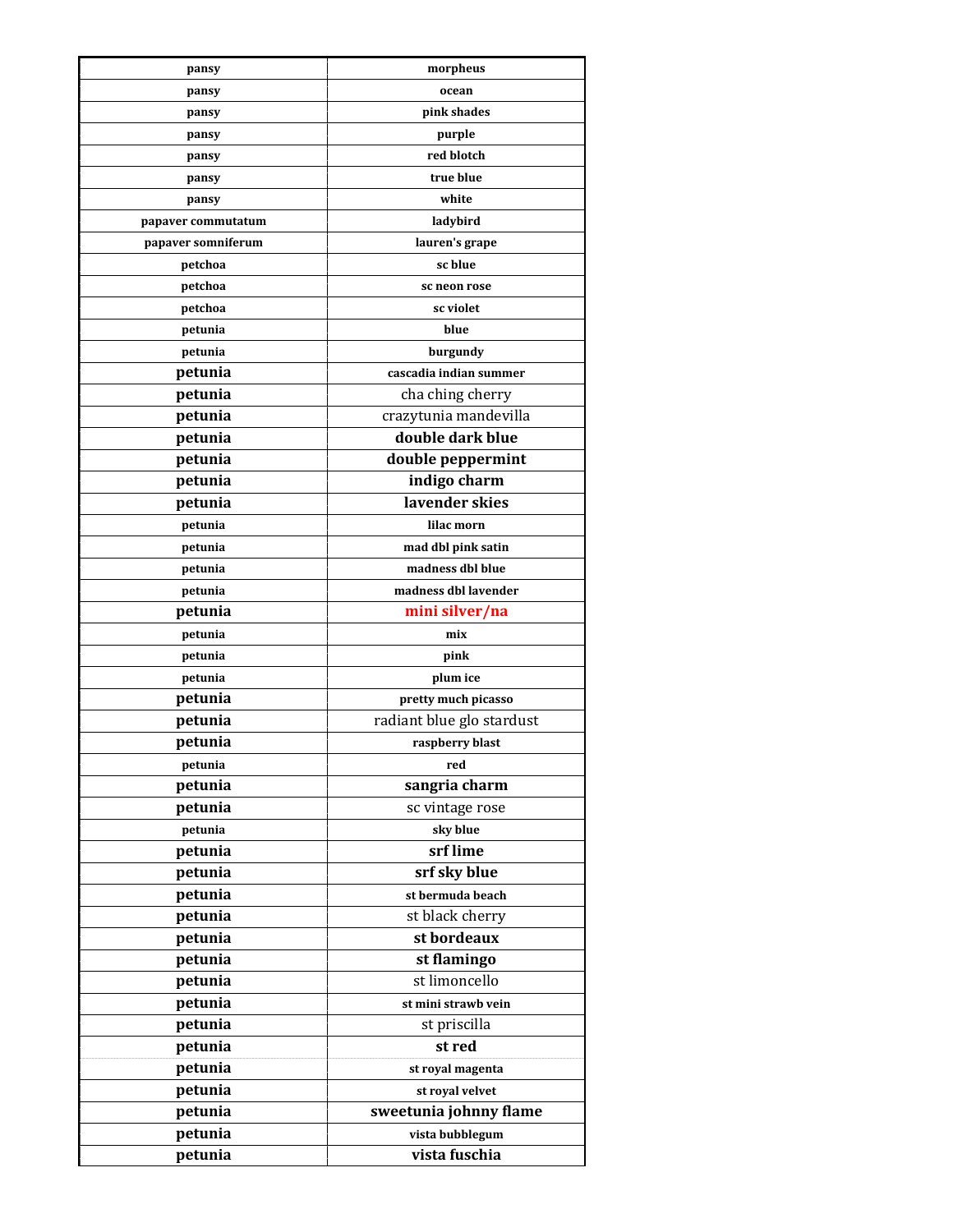| pansy | morpheus |
|---|---|
| pansy | ocean |
| pansy | pink shades |
| pansy | purple |
| pansy | red blotch |
| pansy | true blue |
| pansy | white |
| papaver commutatum | ladybird |
| papaver somniferum | lauren's grape |
| petchoa | sc blue |
| petchoa | sc neon rose |
| petchoa | sc violet |
| petunia | blue |
| petunia | burgundy |
| petunia | cascadia indian summer |
| petunia | cha ching cherry |
| petunia | crazytunia mandevilla |
| petunia | double dark blue |
| petunia | double peppermint |
| petunia | indigo charm |
| petunia | lavender skies |
| petunia | lilac morn |
| petunia | mad dbl pink satin |
| petunia | madness dbl blue |
| petunia | madness dbl lavender |
| petunia | mini silver/na |
| petunia | mix |
| petunia | pink |
| petunia | plum ice |
| petunia | pretty much picasso |
| petunia | radiant blue glo stardust |
| petunia | raspberry blast |
| petunia | red |
| petunia | sangria charm |
| petunia | sc vintage rose |
| petunia | sky blue |
| petunia | srf lime |
| petunia | srf sky blue |
| petunia | st bermuda beach |
| petunia | st black cherry |
| petunia | st bordeaux |
| petunia | st flamingo |
| petunia | st limoncello |
| petunia | st mini strawb vein |
| petunia | st priscilla |
| petunia | st red |
| petunia | st royal magenta |
| petunia | st royal velvet |
| petunia | sweetunia johnny flame |
| petunia | vista bubblegum |
| petunia | vista fuschia |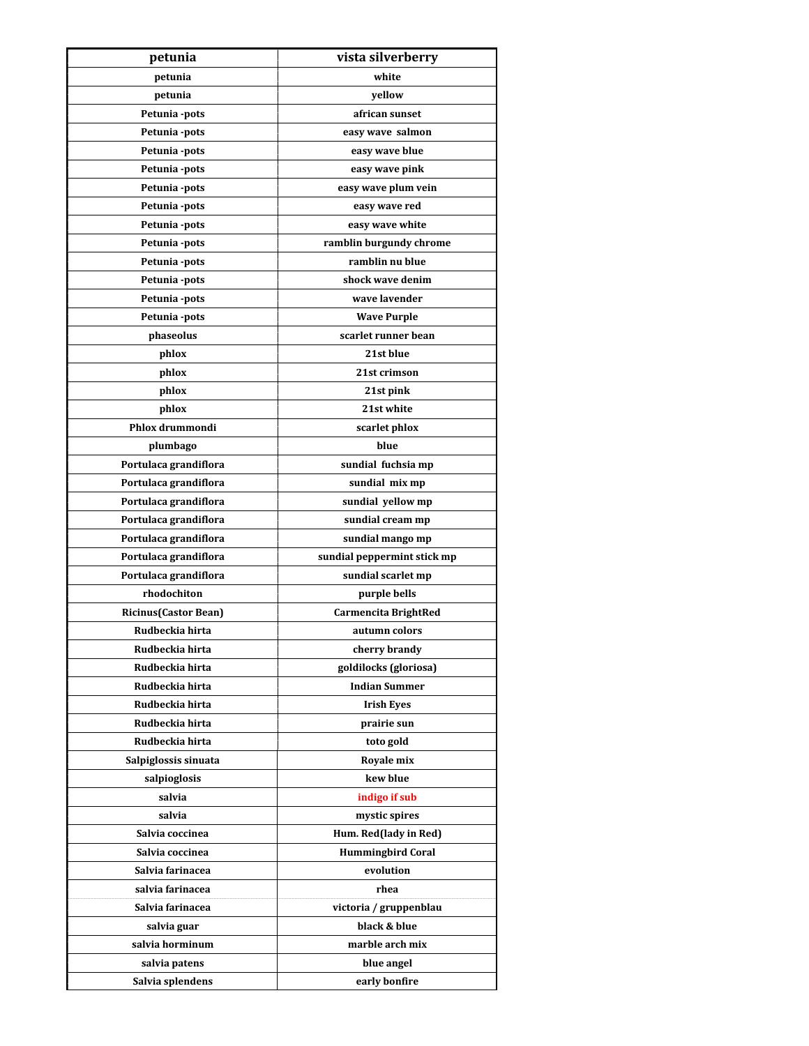| petunia | vista silverberry |
|---|---|
| petunia | white |
| petunia | yellow |
| Petunia -pots | african sunset |
| Petunia -pots | easy wave salmon |
| Petunia -pots | easy wave blue |
| Petunia -pots | easy wave pink |
| Petunia -pots | easy wave plum vein |
| Petunia -pots | easy wave red |
| Petunia -pots | easy wave white |
| Petunia -pots | ramblin burgundy chrome |
| Petunia -pots | ramblin nu blue |
| Petunia -pots | shock wave denim |
| Petunia -pots | wave lavender |
| Petunia -pots | Wave Purple |
| phaseolus | scarlet runner bean |
| phlox | 21st blue |
| phlox | 21st crimson |
| phlox | 21st pink |
| phlox | 21st white |
| Phlox drummondi | scarlet phlox |
| plumbago | blue |
| Portulaca grandiflora | sundial fuchsia mp |
| Portulaca grandiflora | sundial mix mp |
| Portulaca grandiflora | sundial yellow mp |
| Portulaca grandiflora | sundial cream mp |
| Portulaca grandiflora | sundial mango mp |
| Portulaca grandiflora | sundial peppermint stick mp |
| Portulaca grandiflora | sundial scarlet mp |
| rhodochiton | purple bells |
| Ricinus(Castor Bean) | Carmencita BrightRed |
| Rudbeckia hirta | autumn colors |
| Rudbeckia hirta | cherry brandy |
| Rudbeckia hirta | goldilocks (gloriosa) |
| Rudbeckia hirta | Indian Summer |
| Rudbeckia hirta | Irish Eyes |
| Rudbeckia hirta | prairie sun |
| Rudbeckia hirta | toto gold |
| Salpiglossis sinuata | Royale mix |
| salpioglosis | kew blue |
| salvia | indigo if sub |
| salvia | mystic spires |
| Salvia coccinea | Hum. Red(lady in Red) |
| Salvia coccinea | Hummingbird Coral |
| Salvia farinacea | evolution |
| salvia farinacea | rhea |
| Salvia farinacea | victoria / gruppenblau |
| salvia guar | black & blue |
| salvia horminum | marble arch mix |
| salvia patens | blue angel |
| Salvia splendens | early bonfire |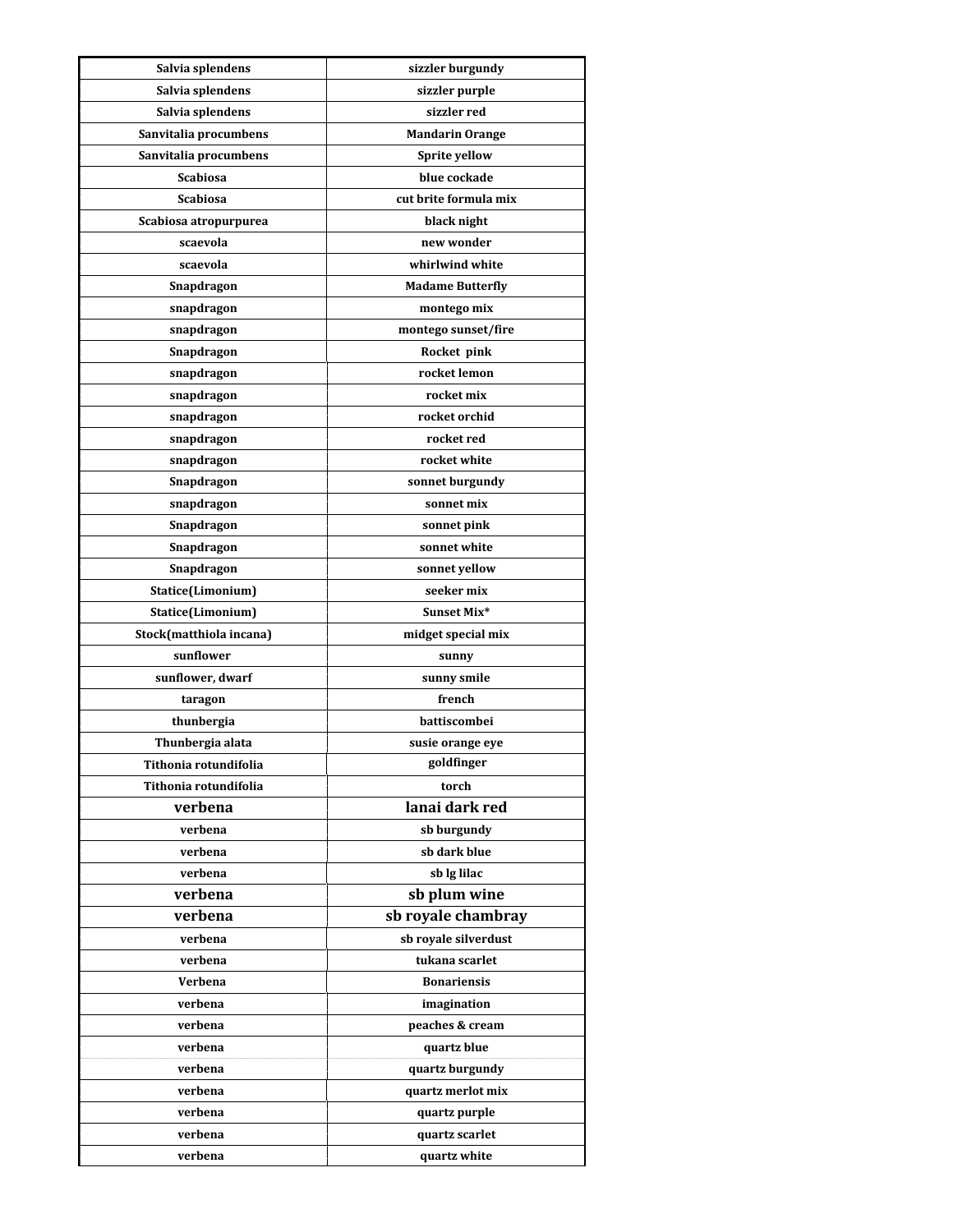| Salvia splendens | sizzler burgundy |
|---|---|
| Salvia splendens | sizzler purple |
| Salvia splendens | sizzler red |
| Sanvitalia procumbens | Mandarin Orange |
| Sanvitalia procumbens | Sprite yellow |
| Scabiosa | blue cockade |
| Scabiosa | cut brite formula mix |
| Scabiosa atropurpurea | black night |
| scaevola | new wonder |
| scaevola | whirlwind white |
| Snapdragon | Madame Butterfly |
| snapdragon | montego mix |
| snapdragon | montego sunset/fire |
| Snapdragon | Rocket pink |
| snapdragon | rocket lemon |
| snapdragon | rocket mix |
| snapdragon | rocket orchid |
| snapdragon | rocket red |
| snapdragon | rocket white |
| Snapdragon | sonnet burgundy |
| snapdragon | sonnet mix |
| Snapdragon | sonnet pink |
| Snapdragon | sonnet white |
| Snapdragon | sonnet yellow |
| Statice(Limonium) | seeker mix |
| Statice(Limonium) | Sunset Mix* |
| Stock(matthiola incana) | midget special mix |
| sunflower | sunny |
| sunflower, dwarf | sunny smile |
| taragon | french |
| thunbergia | battiscombei |
| Thunbergia alata | susie orange eye |
| Tithonia rotundifolia | goldfinger |
| Tithonia rotundifolia | torch |
| verbena | lanai dark red |
| verbena | sb burgundy |
| verbena | sb dark blue |
| verbena | sb lg lilac |
| verbena | sb plum wine |
| verbena | sb royale chambray |
| verbena | sb royale silverdust |
| verbena | tukana scarlet |
| Verbena | Bonariensis |
| verbena | imagination |
| verbena | peaches & cream |
| verbena | quartz blue |
| verbena | quartz burgundy |
| verbena | quartz merlot mix |
| verbena | quartz purple |
| verbena | quartz scarlet |
| verbena | quartz white |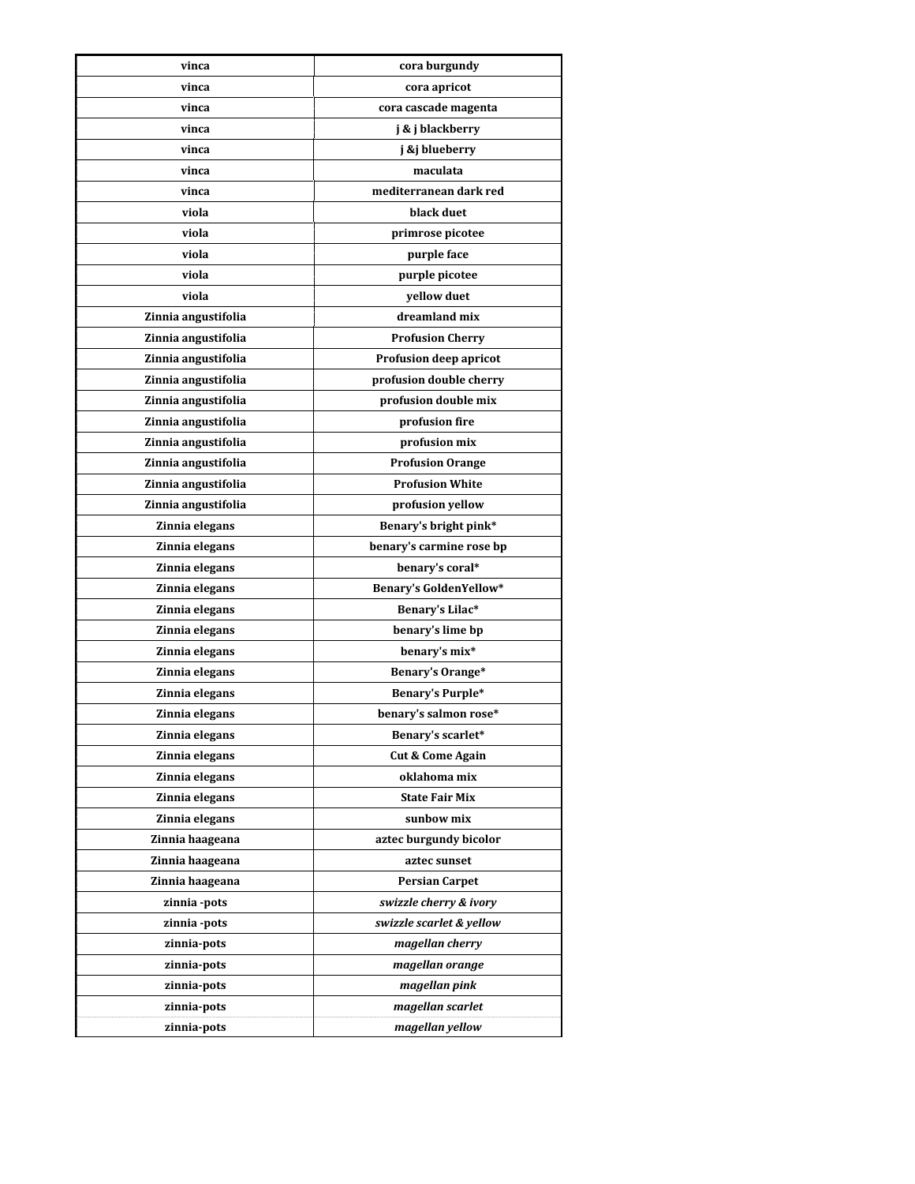| | |
|---|---|
| **vinca** | **cora burgundy** |
| **vinca** | **cora apricot** |
| **vinca** | **cora cascade magenta** |
| **vinca** | **j & j blackberry** |
| **vinca** | **j &j blueberry** |
| **vinca** | **maculata** |
| **vinca** | **mediterranean dark red** |
| **viola** | **black duet** |
| **viola** | **primrose picotee** |
| **viola** | **purple face** |
| **viola** | **purple picotee** |
| **viola** | **yellow duet** |
| **Zinnia angustifolia** | **dreamland mix** |
| **Zinnia angustifolia** | **Profusion Cherry** |
| **Zinnia angustifolia** | **Profusion deep apricot** |
| **Zinnia angustifolia** | **profusion double cherry** |
| **Zinnia angustifolia** | **profusion double mix** |
| **Zinnia angustifolia** | **profusion fire** |
| **Zinnia angustifolia** | **profusion mix** |
| **Zinnia angustifolia** | **Profusion Orange** |
| **Zinnia angustifolia** | **Profusion White** |
| **Zinnia angustifolia** | **profusion yellow** |
| **Zinnia elegans** | **Benary's bright pink*** |
| **Zinnia elegans** | **benary's carmine rose bp** |
| **Zinnia elegans** | **benary's coral*** |
| **Zinnia elegans** | **Benary's GoldenYellow*** |
| **Zinnia elegans** | **Benary's Lilac*** |
| **Zinnia elegans** | **benary's lime bp** |
| **Zinnia elegans** | **benary's mix*** |
| **Zinnia elegans** | **Benary's Orange*** |
| **Zinnia elegans** | **Benary's Purple*** |
| **Zinnia elegans** | **benary's salmon rose*** |
| **Zinnia elegans** | **Benary's scarlet*** |
| **Zinnia elegans** | **Cut & Come Again** |
| **Zinnia elegans** | **oklahoma mix** |
| **Zinnia elegans** | **State Fair Mix** |
| **Zinnia elegans** | **sunbow mix** |
| **Zinnia haageana** | **aztec burgundy bicolor** |
| **Zinnia haageana** | **aztec sunset** |
| **Zinnia haageana** | **Persian Carpet** |
| **zinnia -pots** | ***swizzle cherry & ivory*** |
| **zinnia -pots** | ***swizzle scarlet & yellow*** |
| **zinnia-pots** | ***magellan cherry*** |
| **zinnia-pots** | ***magellan orange*** |
| **zinnia-pots** | ***magellan pink*** |
| **zinnia-pots** | ***magellan scarlet*** |
| **zinnia-pots** | ***magellan yellow*** |